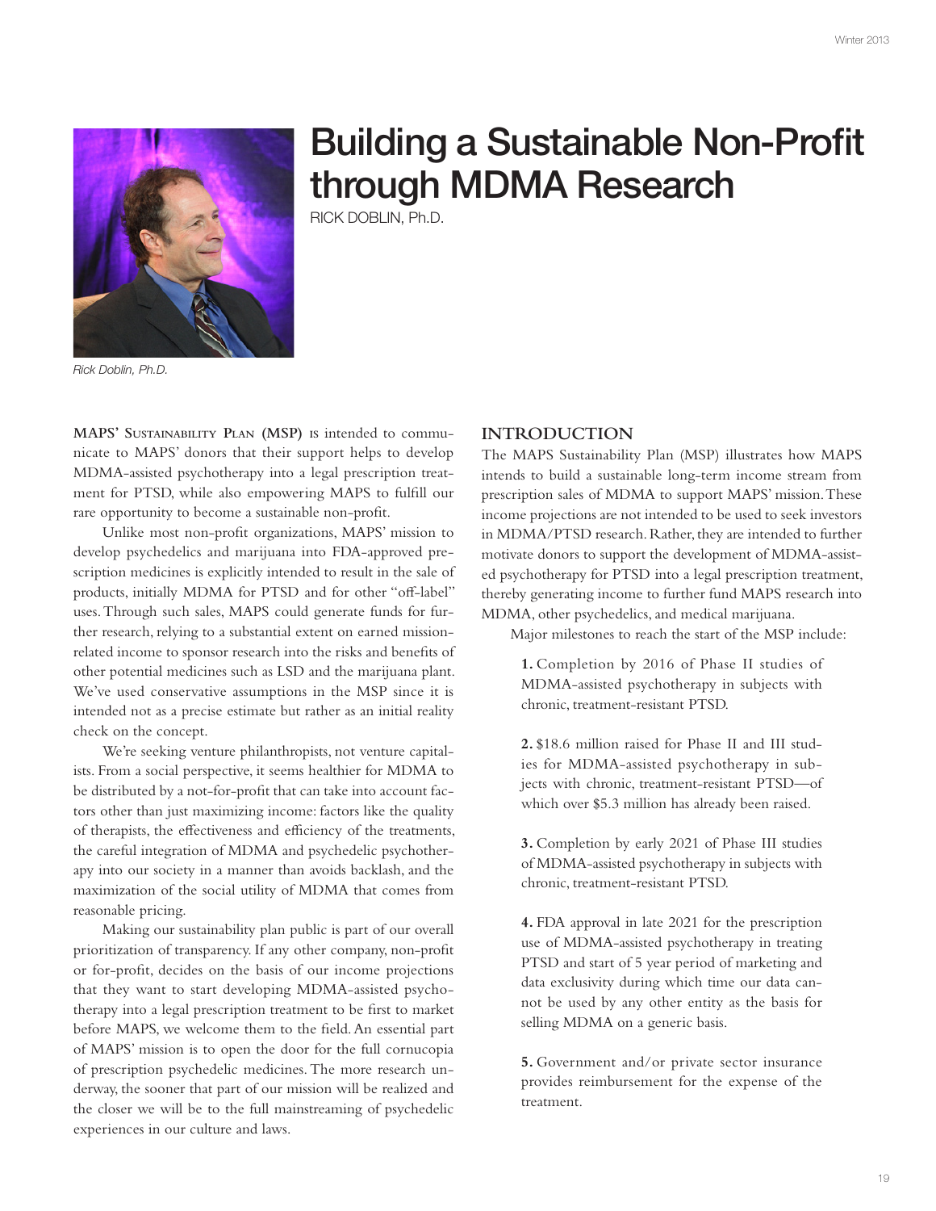# Building a Sustainable Non-Profit through MDMA Research

RICK DOBLIN, Ph.D.

*Rick Doblin, Ph.D.*

**MAPS' Sustainability Plan (MSP)** is intended to communicate to MAPS' donors that their support helps to develop MDMA-assisted psychotherapy into a legal prescription treatment for PTSD, while also empowering MAPS to fulfill our rare opportunity to become a sustainable non-profit.

Unlike most non-profit organizations, MAPS' mission to develop psychedelics and marijuana into FDA-approved prescription medicines is explicitly intended to result in the sale of products, initially MDMA for PTSD and for other "off-label" uses. Through such sales, MAPS could generate funds for further research, relying to a substantial extent on earned mission-related income to sponsor research into the risks and benefits of other potential medicines such as LSD and the marijuana plant. We've used conservative assumptions in the MSP since it is intended not as a precise estimate but rather as an initial reality check on the concept.

We're seeking venture philanthropists, not venture capitalists. From a social perspective, it seems healthier for MDMA to be distributed by a not-for-profit that can take into account factors other than just maximizing income: factors like the quality of therapists, the effectiveness and efficiency of the treatments, the careful integration of MDMA and psychedelic psychotherapy into our society in a manner than avoids backlash, and the maximization of the social utility of MDMA that comes from reasonable pricing.

Making our sustainability plan public is part of our overall prioritization of transparency. If any other company, non-profit or for-profit, decides on the basis of our income projections that they want to start developing MDMA-assisted psychotherapy into a legal prescription treatment to be first to market before MAPS, we welcome them to the field. An essential part of MAPS' mission is to open the door for the full cornucopia of prescription psychedelic medicines. The more research underway, the sooner that part of our mission will be realized and the closer we will be to the full mainstreaming of psychedelic experiences in our culture and laws.

## INTRODUCTION

The MAPS Sustainability Plan (MSP) illustrates how MAPS intends to build a sustainable long-term income stream from prescription sales of MDMA to support MAPS' mission. These income projections are not intended to be used to seek investors in MDMA/PTSD research. Rather, they are intended to further motivate donors to support the development of MDMA-assisted psychotherapy for PTSD into a legal prescription treatment, thereby generating income to further fund MAPS research into MDMA, other psychedelics, and medical marijuana.

Major milestones to reach the start of the MSP include:

**1.** Completion by 2016 of Phase II studies of MDMA-assisted psychotherapy in subjects with chronic, treatment-resistant PTSD.

**2.** $18.6 million raised for Phase II and III studies for MDMA-assisted psychotherapy in subjects with chronic, treatment-resistant PTSD—of which over $5.3 million has already been raised.

**3.** Completion by early 2021 of Phase III studies of MDMA-assisted psychotherapy in subjects with chronic, treatment-resistant PTSD.

**4.** FDA approval in late 2021 for the prescription use of MDMA-assisted psychotherapy in treating PTSD and start of 5 year period of marketing and data exclusivity during which time our data cannot be used by any other entity as the basis for selling MDMA on a generic basis.

**5.** Government and/or private sector insurance provides reimbursement for the expense of the treatment.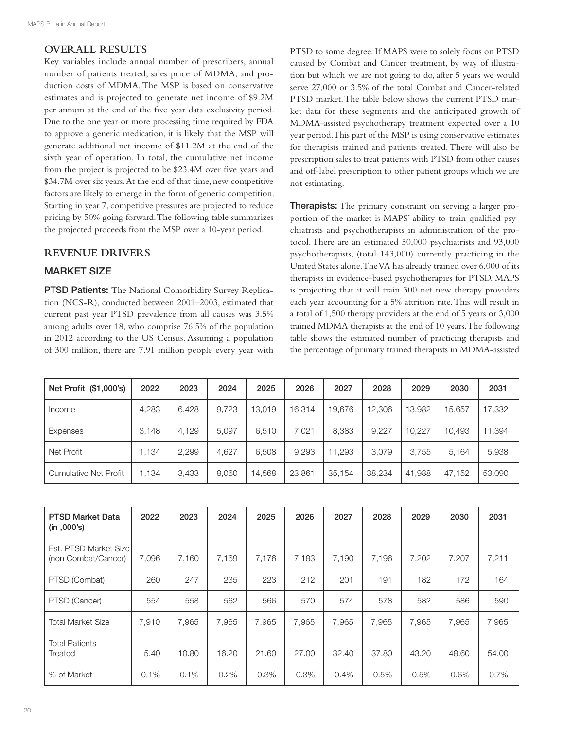## OVERALL RESULTS

Key variables include annual number of prescribers, annual number of patients treated, sales price of MDMA, and production costs of MDMA. The MSP is based on conservative estimates and is projected to generate net income of $9.2M per annum at the end of the five year data exclusivity period. Due to the one year or more processing time required by FDA to approve a generic medication, it is likely that the MSP will generate additional net income of $11.2M at the end of the sixth year of operation. In total, the cumulative net income from the project is projected to be $23.4M over five years and $34.7M over six years. At the end of that time, new competitive factors are likely to emerge in the form of generic competition. Starting in year 7, competitive pressures are projected to reduce pricing by 50% going forward. The following table summarizes the projected proceeds from the MSP over a 10-year period.

## REVENUE DRIVERS

### MARKET SIZE

**PTSD Patients:** The National Comorbidity Survey Replication (NCS-R), conducted between 2001–2003, estimated that current past year PTSD prevalence from all causes was 3.5% among adults over 18, who comprise 76.5% of the population in 2012 according to the US Census. Assuming a population of 300 million, there are 7.91 million people every year with PTSD to some degree. If MAPS were to solely focus on PTSD caused by Combat and Cancer treatment, by way of illustration but which we are not going to do, after 5 years we would serve 27,000 or 3.5% of the total Combat and Cancer-related PTSD market. The table below shows the current PTSD market data for these segments and the anticipated growth of MDMA-assisted psychotherapy treatment expected over a 10 year period. This part of the MSP is using conservative estimates for therapists trained and patients treated. There will also be prescription sales to treat patients with PTSD from other causes and off-label prescription to other patient groups which we are not estimating.

**Therapists:** The primary constraint on serving a larger proportion of the market is MAPS' ability to train qualified psychiatrists and psychotherapists in administration of the protocol. There are an estimated 50,000 psychiatrists and 93,000 psychotherapists, (total 143,000) currently practicing in the United States alone. The VA has already trained over 6,000 of its therapists in evidence-based psychotherapies for PTSD. MAPS is projecting that it will train 300 net new therapy providers each year accounting for a 5% attrition rate. This will result in a total of 1,500 therapy providers at the end of 5 years or 3,000 trained MDMA therapists at the end of 10 years. The following table shows the estimated number of practicing therapists and the percentage of primary trained therapists in MDMA-assisted

| Net Profit ($1,000's) | 2022 | 2023 | 2024 | 2025 | 2026 | 2027 | 2028 | 2029 | 2030 | 2031 |
|---|---|---|---|---|---|---|---|---|---|---|
| Income | 4,283 | 6,428 | 9,723 | 13,019 | 16,314 | 19,676 | 12,306 | 13,982 | 15,657 | 17,332 |
| Expenses | 3,148 | 4,129 | 5,097 | 6,510 | 7,021 | 8,383 | 9,227 | 10,227 | 10,493 | 11,394 |
| Net Profit | 1,134 | 2,299 | 4,627 | 6,508 | 9,293 | 11,293 | 3,079 | 3,755 | 5,164 | 5,938 |
| Cumulative Net Profit | 1,134 | 3,433 | 8,060 | 14,568 | 23,861 | 35,154 | 38,234 | 41,988 | 47,152 | 53,090 |

| PTSD Market Data (in ,000's) | 2022 | 2023 | 2024 | 2025 | 2026 | 2027 | 2028 | 2029 | 2030 | 2031 |
|---|---|---|---|---|---|---|---|---|---|---|
| Est. PTSD Market Size (non Combat/Cancer) | 7,096 | 7,160 | 7,169 | 7,176 | 7,183 | 7,190 | 7,196 | 7,202 | 7,207 | 7,211 |
| PTSD (Combat) | 260 | 247 | 235 | 223 | 212 | 201 | 191 | 182 | 172 | 164 |
| PTSD (Cancer) | 554 | 558 | 562 | 566 | 570 | 574 | 578 | 582 | 586 | 590 |
| Total Market Size | 7,910 | 7,965 | 7,965 | 7,965 | 7,965 | 7,965 | 7,965 | 7,965 | 7,965 | 7,965 |
| Total Patients Treated | 5.40 | 10.80 | 16.20 | 21.60 | 27.00 | 32.40 | 37.80 | 43.20 | 48.60 | 54.00 |
| % of Market | 0.1% | 0.1% | 0.2% | 0.3% | 0.3% | 0.4% | 0.5% | 0.5% | 0.6% | 0.7% |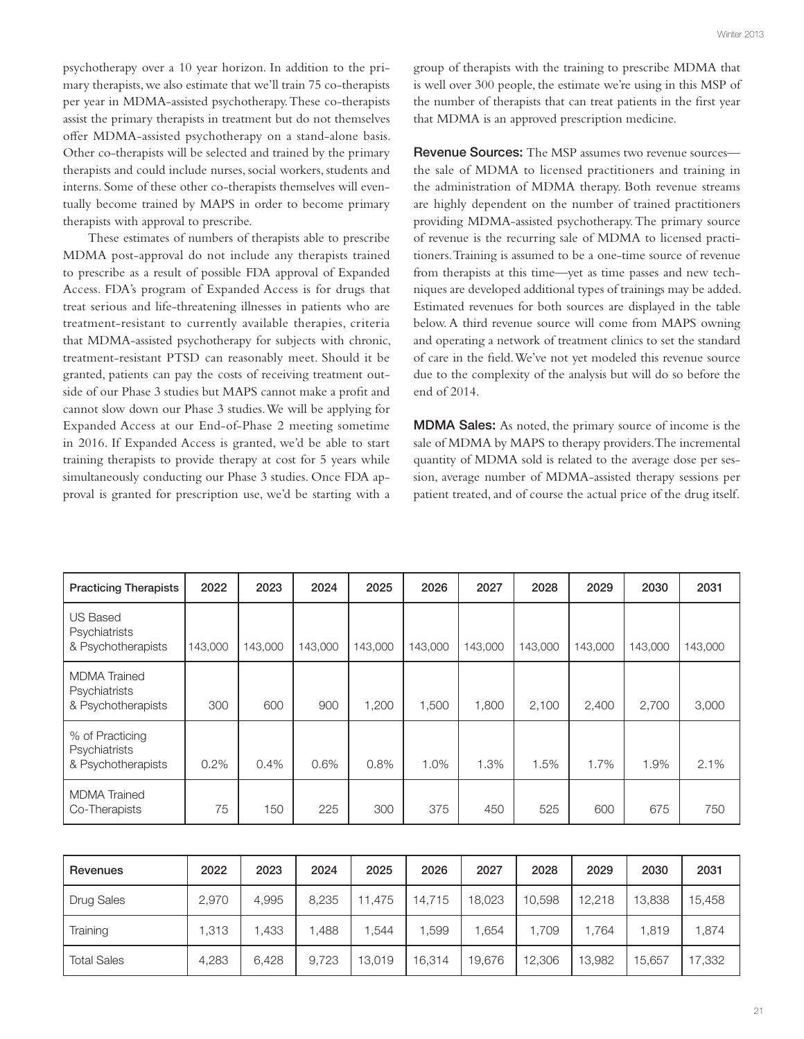psychotherapy over a 10 year horizon. In addition to the primary therapists, we also estimate that we'll train 75 co-therapists per year in MDMA-assisted psychotherapy. These co-therapists assist the primary therapists in treatment but do not themselves offer MDMA-assisted psychotherapy on a stand-alone basis. Other co-therapists will be selected and trained by the primary therapists and could include nurses, social workers, students and interns. Some of these other co-therapists themselves will eventually become trained by MAPS in order to become primary therapists with approval to prescribe.

These estimates of numbers of therapists able to prescribe MDMA post-approval do not include any therapists trained to prescribe as a result of possible FDA approval of Expanded Access. FDA's program of Expanded Access is for drugs that treat serious and life-threatening illnesses in patients who are treatment-resistant to currently available therapies, criteria that MDMA-assisted psychotherapy for subjects with chronic, treatment-resistant PTSD can reasonably meet. Should it be granted, patients can pay the costs of receiving treatment outside of our Phase 3 studies but MAPS cannot make a profit and cannot slow down our Phase 3 studies. We will be applying for Expanded Access at our End-of-Phase 2 meeting sometime in 2016. If Expanded Access is granted, we'd be able to start training therapists to provide therapy at cost for 5 years while simultaneously conducting our Phase 3 studies. Once FDA approval is granted for prescription use, we'd be starting with a group of therapists with the training to prescribe MDMA that is well over 300 people, the estimate we're using in this MSP of the number of therapists that can treat patients in the first year that MDMA is an approved prescription medicine.

**Revenue Sources:** The MSP assumes two revenue sources—the sale of MDMA to licensed practitioners and training in the administration of MDMA therapy. Both revenue streams are highly dependent on the number of trained practitioners providing MDMA-assisted psychotherapy. The primary source of revenue is the recurring sale of MDMA to licensed practitioners. Training is assumed to be a one-time source of revenue from therapists at this time—yet as time passes and new techniques are developed additional types of trainings may be added. Estimated revenues for both sources are displayed in the table below. A third revenue source will come from MAPS owning and operating a network of treatment clinics to set the standard of care in the field. We've not yet modeled this revenue source due to the complexity of the analysis but will do so before the end of 2014.

**MDMA Sales:** As noted, the primary source of income is the sale of MDMA by MAPS to therapy providers. The incremental quantity of MDMA sold is related to the average dose per session, average number of MDMA-assisted therapy sessions per patient treated, and of course the actual price of the drug itself.

| Practicing Therapists | 2022 | 2023 | 2024 | 2025 | 2026 | 2027 | 2028 | 2029 | 2030 | 2031 |
|---|---|---|---|---|---|---|---|---|---|---|
| US Based Psychiatrists & Psychotherapists | 143,000 | 143,000 | 143,000 | 143,000 | 143,000 | 143,000 | 143,000 | 143,000 | 143,000 | 143,000 |
| MDMA Trained Psychiatrists & Psychotherapists | 300 | 600 | 900 | 1,200 | 1,500 | 1,800 | 2,100 | 2,400 | 2,700 | 3,000 |
| % of Practicing Psychiatrists & Psychotherapists | 0.2% | 0.4% | 0.6% | 0.8% | 1.0% | 1.3% | 1.5% | 1.7% | 1.9% | 2.1% |
| MDMA Trained Co-Therapists | 75 | 150 | 225 | 300 | 375 | 450 | 525 | 600 | 675 | 750 |

| Revenues | 2022 | 2023 | 2024 | 2025 | 2026 | 2027 | 2028 | 2029 | 2030 | 2031 |
|---|---|---|---|---|---|---|---|---|---|---|
| Drug Sales | 2,970 | 4,995 | 8,235 | 11,475 | 14,715 | 18,023 | 10,598 | 12,218 | 13,838 | 15,458 |
| Training | 1,313 | 1,433 | 1,488 | 1,544 | 1,599 | 1,654 | 1,709 | 1,764 | 1,819 | 1,874 |
| Total Sales | 4,283 | 6,428 | 9,723 | 13,019 | 16,314 | 19,676 | 12,306 | 13,982 | 15,657 | 17,332 |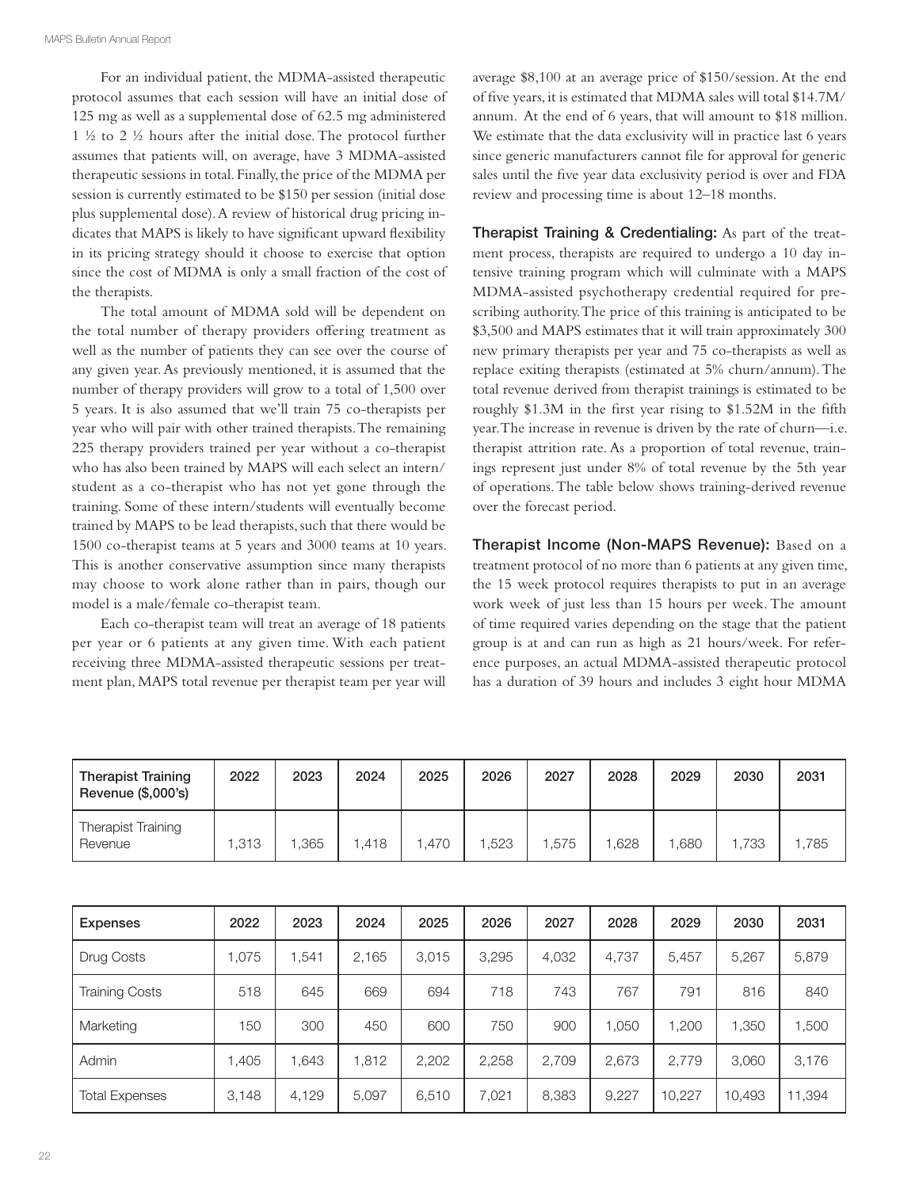For an individual patient, the MDMA-assisted therapeutic protocol assumes that each session will have an initial dose of 125 mg as well as a supplemental dose of 62.5 mg administered 1 ½ to 2 ½ hours after the initial dose. The protocol further assumes that patients will, on average, have 3 MDMA-assisted therapeutic sessions in total. Finally, the price of the MDMA per session is currently estimated to be $150 per session (initial dose plus supplemental dose). A review of historical drug pricing indicates that MAPS is likely to have significant upward flexibility in its pricing strategy should it choose to exercise that option since the cost of MDMA is only a small fraction of the cost of the therapists.

The total amount of MDMA sold will be dependent on the total number of therapy providers offering treatment as well as the number of patients they can see over the course of any given year. As previously mentioned, it is assumed that the number of therapy providers will grow to a total of 1,500 over 5 years. It is also assumed that we'll train 75 co-therapists per year who will pair with other trained therapists. The remaining 225 therapy providers trained per year without a co-therapist who has also been trained by MAPS will each select an intern/student as a co-therapist who has not yet gone through the training. Some of these intern/students will eventually become trained by MAPS to be lead therapists, such that there would be 1500 co-therapist teams at 5 years and 3000 teams at 10 years. This is another conservative assumption since many therapists may choose to work alone rather than in pairs, though our model is a male/female co-therapist team.

Each co-therapist team will treat an average of 18 patients per year or 6 patients at any given time. With each patient receiving three MDMA-assisted therapeutic sessions per treatment plan, MAPS total revenue per therapist team per year will average $8,100 at an average price of $150/session. At the end of five years, it is estimated that MDMA sales will total $14.7M/annum. At the end of 6 years, that will amount to $18 million. We estimate that the data exclusivity will in practice last 6 years since generic manufacturers cannot file for approval for generic sales until the five year data exclusivity period is over and FDA review and processing time is about 12–18 months.

**Therapist Training & Credentialing:** As part of the treatment process, therapists are required to undergo a 10 day intensive training program which will culminate with a MAPS MDMA-assisted psychotherapy credential required for prescribing authority. The price of this training is anticipated to be $3,500 and MAPS estimates that it will train approximately 300 new primary therapists per year and 75 co-therapists as well as replace exiting therapists (estimated at 5% churn/annum). The total revenue derived from therapist trainings is estimated to be roughly $1.3M in the first year rising to $1.52M in the fifth year. The increase in revenue is driven by the rate of churn—i.e. therapist attrition rate. As a proportion of total revenue, trainings represent just under 8% of total revenue by the 5th year of operations. The table below shows training-derived revenue over the forecast period.

**Therapist Income (Non-MAPS Revenue):** Based on a treatment protocol of no more than 6 patients at any given time, the 15 week protocol requires therapists to put in an average work week of just less than 15 hours per week. The amount of time required varies depending on the stage that the patient group is at and can run as high as 21 hours/week. For reference purposes, an actual MDMA-assisted therapeutic protocol has a duration of 39 hours and includes 3 eight hour MDMA

| Therapist Training Revenue ($,000's) | 2022 | 2023 | 2024 | 2025 | 2026 | 2027 | 2028 | 2029 | 2030 | 2031 |
|---|---|---|---|---|---|---|---|---|---|---|
| Therapist Training Revenue | 1,313 | 1,365 | 1,418 | 1,470 | 1,523 | 1,575 | 1,628 | 1,680 | 1,733 | 1,785 |

| Expenses | 2022 | 2023 | 2024 | 2025 | 2026 | 2027 | 2028 | 2029 | 2030 | 2031 |
|---|---|---|---|---|---|---|---|---|---|---|
| Drug Costs | 1,075 | 1,541 | 2,165 | 3,015 | 3,295 | 4,032 | 4,737 | 5,457 | 5,267 | 5,879 |
| Training Costs | 518 | 645 | 669 | 694 | 718 | 743 | 767 | 791 | 816 | 840 |
| Marketing | 150 | 300 | 450 | 600 | 750 | 900 | 1,050 | 1,200 | 1,350 | 1,500 |
| Admin | 1,405 | 1,643 | 1,812 | 2,202 | 2,258 | 2,709 | 2,673 | 2,779 | 3,060 | 3,176 |
| Total Expenses | 3,148 | 4,129 | 5,097 | 6,510 | 7,021 | 8,383 | 9,227 | 10,227 | 10,493 | 11,394 |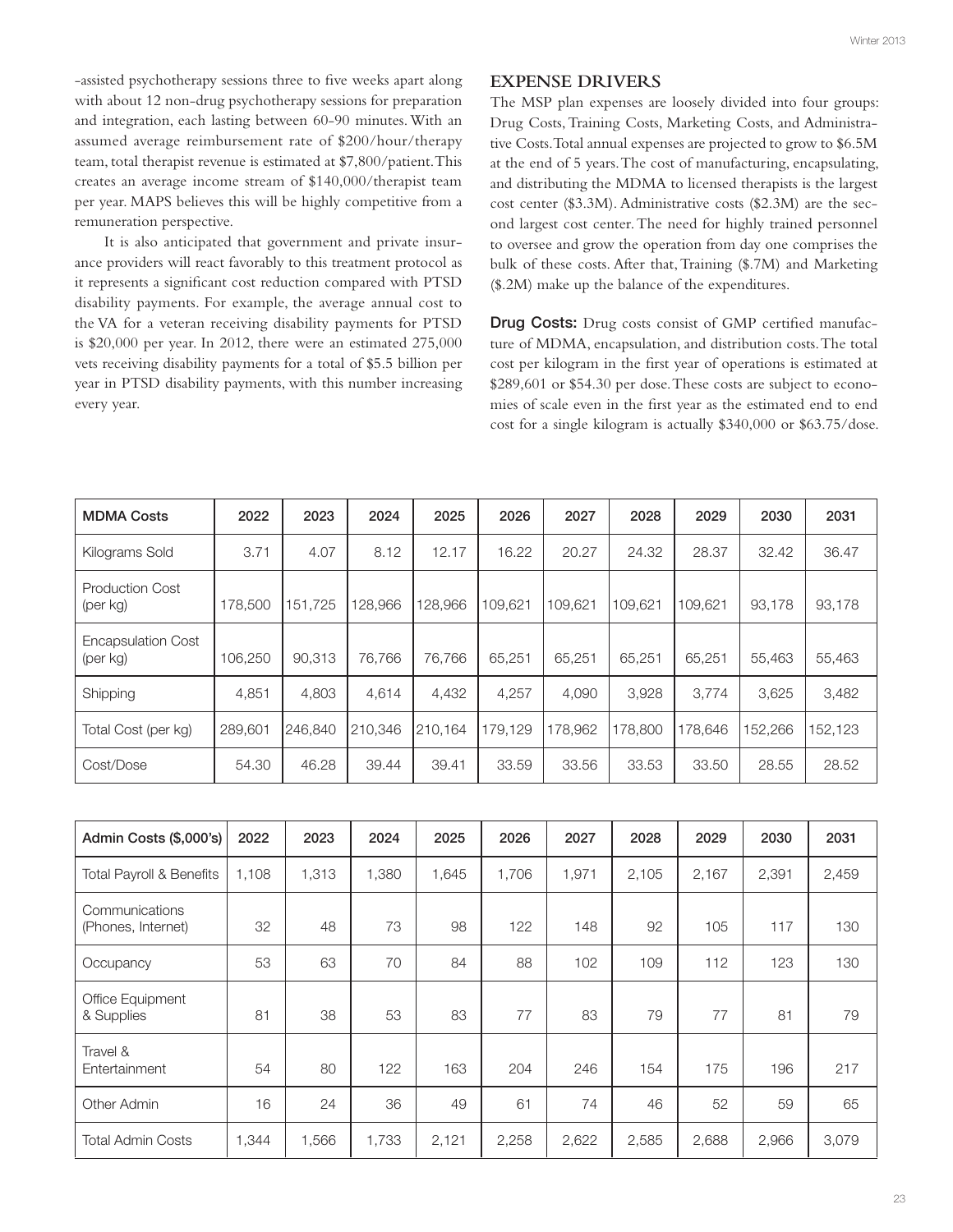-assisted psychotherapy sessions three to five weeks apart along with about 12 non-drug psychotherapy sessions for preparation and integration, each lasting between 60-90 minutes. With an assumed average reimbursement rate of $200/hour/therapy team, total therapist revenue is estimated at $7,800/patient. This creates an average income stream of $140,000/therapist team per year. MAPS believes this will be highly competitive from a remuneration perspective.

It is also anticipated that government and private insurance providers will react favorably to this treatment protocol as it represents a significant cost reduction compared with PTSD disability payments. For example, the average annual cost to the VA for a veteran receiving disability payments for PTSD is $20,000 per year. In 2012, there were an estimated 275,000 vets receiving disability payments for a total of $5.5 billion per year in PTSD disability payments, with this number increasing every year.

## EXPENSE DRIVERS

The MSP plan expenses are loosely divided into four groups: Drug Costs, Training Costs, Marketing Costs, and Administrative Costs. Total annual expenses are projected to grow to $6.5M at the end of 5 years. The cost of manufacturing, encapsulating, and distributing the MDMA to licensed therapists is the largest cost center ($3.3M). Administrative costs ($2.3M) are the second largest cost center. The need for highly trained personnel to oversee and grow the operation from day one comprises the bulk of these costs. After that, Training ($.7M) and Marketing ($.2M) make up the balance of the expenditures.

**Drug Costs:** Drug costs consist of GMP certified manufacture of MDMA, encapsulation, and distribution costs. The total cost per kilogram in the first year of operations is estimated at $289,601 or $54.30 per dose. These costs are subject to economies of scale even in the first year as the estimated end to end cost for a single kilogram is actually $340,000 or $63.75/dose.

| MDMA Costs | 2022 | 2023 | 2024 | 2025 | 2026 | 2027 | 2028 | 2029 | 2030 | 2031 |
|---|---|---|---|---|---|---|---|---|---|---|
| Kilograms Sold | 3.71 | 4.07 | 8.12 | 12.17 | 16.22 | 20.27 | 24.32 | 28.37 | 32.42 | 36.47 |
| Production Cost (per kg) | 178,500 | 151,725 | 128,966 | 128,966 | 109,621 | 109,621 | 109,621 | 109,621 | 93,178 | 93,178 |
| Encapsulation Cost (per kg) | 106,250 | 90,313 | 76,766 | 76,766 | 65,251 | 65,251 | 65,251 | 65,251 | 55,463 | 55,463 |
| Shipping | 4,851 | 4,803 | 4,614 | 4,432 | 4,257 | 4,090 | 3,928 | 3,774 | 3,625 | 3,482 |
| Total Cost (per kg) | 289,601 | 246,840 | 210,346 | 210,164 | 179,129 | 178,962 | 178,800 | 178,646 | 152,266 | 152,123 |
| Cost/Dose | 54.30 | 46.28 | 39.44 | 39.41 | 33.59 | 33.56 | 33.53 | 33.50 | 28.55 | 28.52 |

| Admin Costs ($,000's) | 2022 | 2023 | 2024 | 2025 | 2026 | 2027 | 2028 | 2029 | 2030 | 2031 |
|---|---|---|---|---|---|---|---|---|---|---|
| Total Payroll & Benefits | 1,108 | 1,313 | 1,380 | 1,645 | 1,706 | 1,971 | 2,105 | 2,167 | 2,391 | 2,459 |
| Communications (Phones, Internet) | 32 | 48 | 73 | 98 | 122 | 148 | 92 | 105 | 117 | 130 |
| Occupancy | 53 | 63 | 70 | 84 | 88 | 102 | 109 | 112 | 123 | 130 |
| Office Equipment & Supplies | 81 | 38 | 53 | 83 | 77 | 83 | 79 | 77 | 81 | 79 |
| Travel & Entertainment | 54 | 80 | 122 | 163 | 204 | 246 | 154 | 175 | 196 | 217 |
| Other Admin | 16 | 24 | 36 | 49 | 61 | 74 | 46 | 52 | 59 | 65 |
| Total Admin Costs | 1,344 | 1,566 | 1,733 | 2,121 | 2,258 | 2,622 | 2,585 | 2,688 | 2,966 | 3,079 |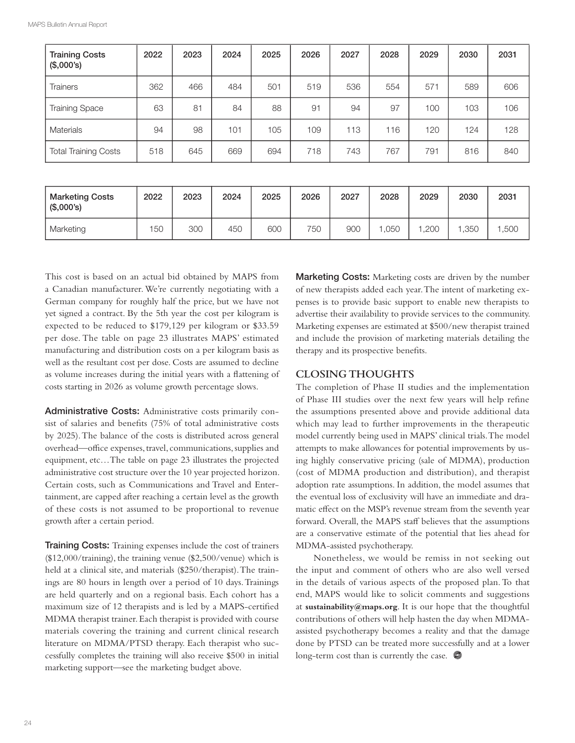| Training Costs ($,000's) | 2022 | 2023 | 2024 | 2025 | 2026 | 2027 | 2028 | 2029 | 2030 | 2031 |
|---|---|---|---|---|---|---|---|---|---|---|
| Trainers | 362 | 466 | 484 | 501 | 519 | 536 | 554 | 571 | 589 | 606 |
| Training Space | 63 | 81 | 84 | 88 | 91 | 94 | 97 | 100 | 103 | 106 |
| Materials | 94 | 98 | 101 | 105 | 109 | 113 | 116 | 120 | 124 | 128 |
| Total Training Costs | 518 | 645 | 669 | 694 | 718 | 743 | 767 | 791 | 816 | 840 |

| Marketing Costs ($,000's) | 2022 | 2023 | 2024 | 2025 | 2026 | 2027 | 2028 | 2029 | 2030 | 2031 |
|---|---|---|---|---|---|---|---|---|---|---|
| Marketing | 150 | 300 | 450 | 600 | 750 | 900 | 1,050 | 1,200 | 1,350 | 1,500 |

This cost is based on an actual bid obtained by MAPS from a Canadian manufacturer. We're currently negotiating with a German company for roughly half the price, but we have not yet signed a contract. By the 5th year the cost per kilogram is expected to be reduced to $179,129 per kilogram or $33.59 per dose. The table on page 23 illustrates MAPS' estimated manufacturing and distribution costs on a per kilogram basis as well as the resultant cost per dose. Costs are assumed to decline as volume increases during the initial years with a flattening of costs starting in 2026 as volume growth percentage slows.

**Administrative Costs:** Administrative costs primarily consist of salaries and benefits (75% of total administrative costs by 2025). The balance of the costs is distributed across general overhead—office expenses, travel, communications, supplies and equipment, etc… The table on page 23 illustrates the projected administrative cost structure over the 10 year projected horizon. Certain costs, such as Communications and Travel and Entertainment, are capped after reaching a certain level as the growth of these costs is not assumed to be proportional to revenue growth after a certain period.

**Training Costs:** Training expenses include the cost of trainers ($12,000/training), the training venue ($2,500/venue) which is held at a clinical site, and materials ($250/therapist). The trainings are 80 hours in length over a period of 10 days. Trainings are held quarterly and on a regional basis. Each cohort has a maximum size of 12 therapists and is led by a MAPS-certified MDMA therapist trainer. Each therapist is provided with course materials covering the training and current clinical research literature on MDMA/PTSD therapy. Each therapist who successfully completes the training will also receive $500 in initial marketing support—see the marketing budget above.

**Marketing Costs:** Marketing costs are driven by the number of new therapists added each year. The intent of marketing expenses is to provide basic support to enable new therapists to advertise their availability to provide services to the community. Marketing expenses are estimated at $500/new therapist trained and include the provision of marketing materials detailing the therapy and its prospective benefits.

## CLOSING THOUGHTS

The completion of Phase II studies and the implementation of Phase III studies over the next few years will help refine the assumptions presented above and provide additional data which may lead to further improvements in the therapeutic model currently being used in MAPS' clinical trials. The model attempts to make allowances for potential improvements by using highly conservative pricing (sale of MDMA), production (cost of MDMA production and distribution), and therapist adoption rate assumptions. In addition, the model assumes that the eventual loss of exclusivity will have an immediate and dramatic effect on the MSP's revenue stream from the seventh year forward. Overall, the MAPS staff believes that the assumptions are a conservative estimate of the potential that lies ahead for MDMA-assisted psychotherapy.

Nonetheless, we would be remiss in not seeking out the input and comment of others who are also well versed in the details of various aspects of the proposed plan. To that end, MAPS would like to solicit comments and suggestions at **sustainability@maps.org**. It is our hope that the thoughtful contributions of others will help hasten the day when MDMA-assisted psychotherapy becomes a reality and that the damage done by PTSD can be treated more successfully and at a lower long-term cost than is currently the case.